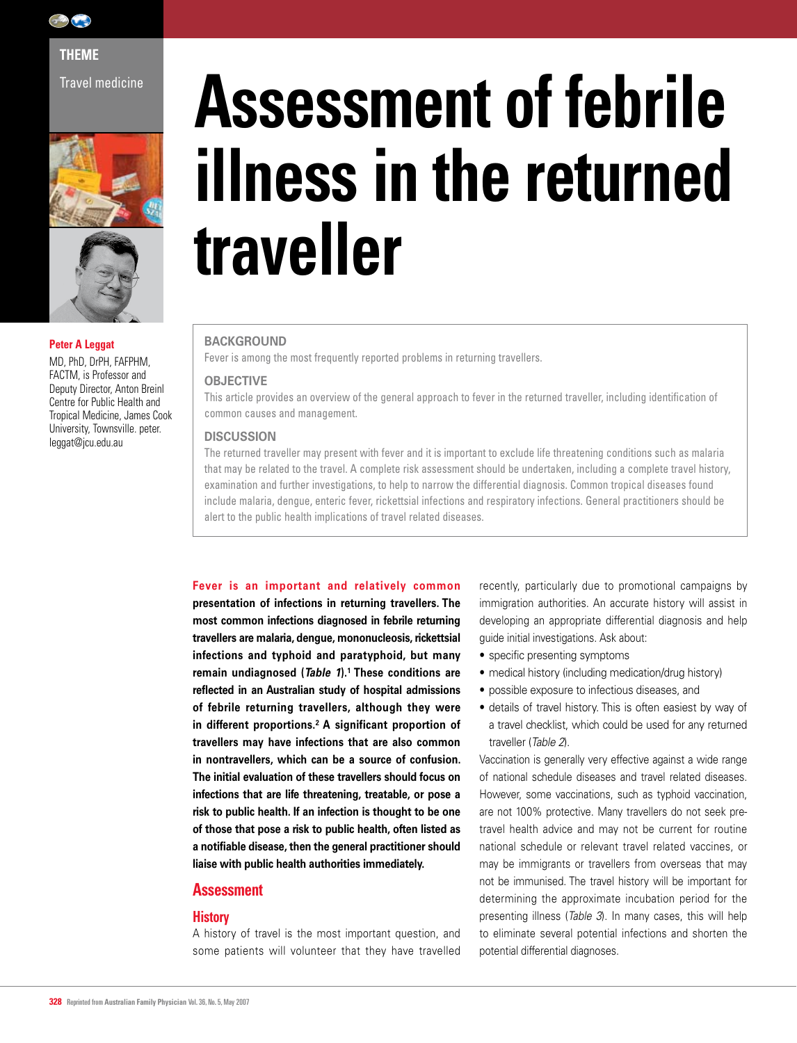THEME

Travel medicine

# Assessment of febrile illness in the returned traveller

**Peter A Leggat**

MD, PhD, DrPH, FAFPHM, FACTM, is Professor and Deputy Director, Anton Breinl Centre for Public Health and Tropical Medicine, James Cook University, Townsville. peter.leggat@jcu.edu.au

## BACKGROUND

Fever is among the most frequently reported problems in returning travellers.

## OBJECTIVE

This article provides an overview of the general approach to fever in the returned traveller, including identification of common causes and management.

## DISCUSSION

The returned traveller may present with fever and it is important to exclude life threatening conditions such as malaria that may be related to the travel. A complete risk assessment should be undertaken, including a complete travel history, examination and further investigations, to help to narrow the differential diagnosis. Common tropical diseases found include malaria, dengue, enteric fever, rickettsial infections and respiratory infections. General practitioners should be alert to the public health implications of travel related diseases.

**Fever is an important and relatively common presentation of infections in returning travellers. The most common infections diagnosed in febrile returning travellers are malaria, dengue, mononucleosis, rickettsial infections and typhoid and paratyphoid, but many remain undiagnosed (*Table 1*).[1] These conditions are reflected in an Australian study of hospital admissions of febrile returning travellers, although they were in different proportions.[2] A significant proportion of travellers may have infections that are also common in nontravellers, which can be a source of confusion. The initial evaluation of these travellers should focus on infections that are life threatening, treatable, or pose a risk to public health. If an infection is thought to be one of those that pose a risk to public health, often listed as a notifiable disease, then the general practitioner should liaise with public health authorities immediately.**

## Assessment

### History

A history of travel is the most important question, and some patients will volunteer that they have travelled recently, particularly due to promotional campaigns by immigration authorities. An accurate history will assist in developing an appropriate differential diagnosis and help guide initial investigations. Ask about:

- specific presenting symptoms
- medical history (including medication/drug history)
- possible exposure to infectious diseases, and
- details of travel history. This is often easiest by way of a travel checklist, which could be used for any returned traveller (*Table 2*).

Vaccination is generally very effective against a wide range of national schedule diseases and travel related diseases. However, some vaccinations, such as typhoid vaccination, are not 100% protective. Many travellers do not seek pre-travel health advice and may not be current for routine national schedule or relevant travel related vaccines, or may be immigrants or travellers from overseas that may not be immunised. The travel history will be important for determining the approximate incubation period for the presenting illness (*Table 3*). In many cases, this will help to eliminate several potential infections and shorten the potential differential diagnoses.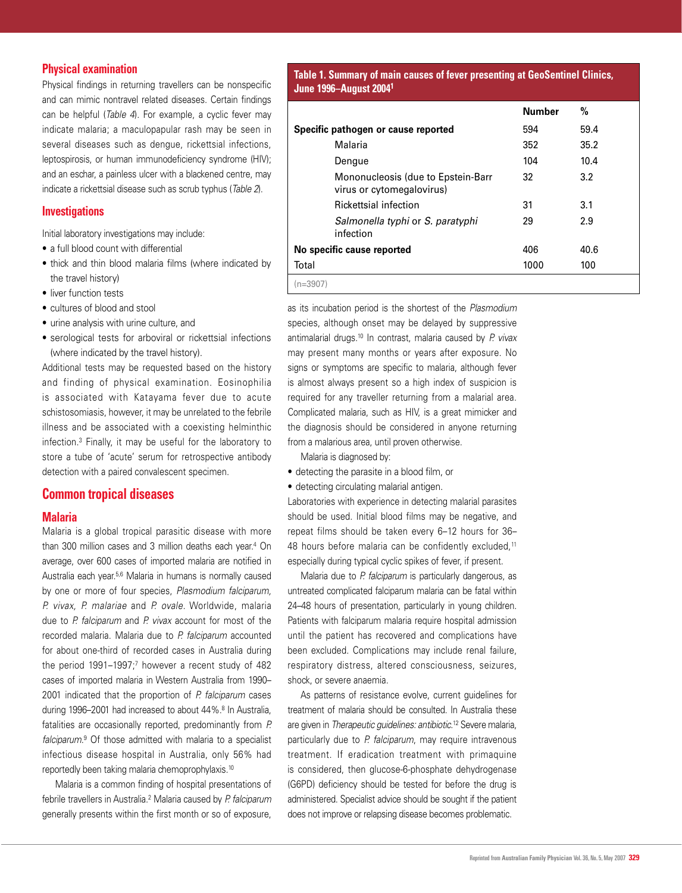## Physical examination

Physical findings in returning travellers can be nonspecific and can mimic nontravel related diseases. Certain findings can be helpful (*Table 4*). For example, a cyclic fever may indicate malaria; a maculopapular rash may be seen in several diseases such as dengue, rickettsial infections, leptospirosis, or human immunodeficiency syndrome (HIV); and an eschar, a painless ulcer with a blackened centre, may indicate a rickettsial disease such as scrub typhus (*Table 2*).

## Investigations

Initial laboratory investigations may include:

- a full blood count with differential
- thick and thin blood malaria films (where indicated by the travel history)
- liver function tests
- cultures of blood and stool
- urine analysis with urine culture, and
- serological tests for arboviral or rickettsial infections (where indicated by the travel history).

Additional tests may be requested based on the history and finding of physical examination. Eosinophilia is associated with Katayama fever due to acute schistosomiasis, however, it may be unrelated to the febrile illness and be associated with a coexisting helminthic infection.[3] Finally, it may be useful for the laboratory to store a tube of 'acute' serum for retrospective antibody detection with a paired convalescent specimen.

## Common tropical diseases

### Malaria

Malaria is a global tropical parasitic disease with more than 300 million cases and 3 million deaths each year.[4] On average, over 600 cases of imported malaria are notified in Australia each year.[5,6] Malaria in humans is normally caused by one or more of four species, *Plasmodium falciparum, P. vivax, P. malariae* and *P. ovale*. Worldwide, malaria due to *P. falciparum* and *P. vivax* account for most of the recorded malaria. Malaria due to *P. falciparum* accounted for about one-third of recorded cases in Australia during the period 1991–1997;[7] however a recent study of 482 cases of imported malaria in Western Australia from 1990–2001 indicated that the proportion of *P. falciparum* cases during 1996–2001 had increased to about 44%.[8] In Australia, fatalities are occasionally reported, predominantly from *P. falciparum*.[9] Of those admitted with malaria to a specialist infectious disease hospital in Australia, only 56% had reportedly been taking malaria chemoprophylaxis.[10]

Malaria is a common finding of hospital presentations of febrile travellers in Australia.[2] Malaria caused by *P. falciparum* generally presents within the first month or so of exposure, as its incubation period is the shortest of the *Plasmodium* species, although onset may be delayed by suppressive antimalarial drugs.[10] In contrast, malaria caused by *P. vivax* may present many months or years after exposure. No signs or symptoms are specific to malaria, although fever is almost always present so a high index of suspicion is required for any traveller returning from a malarial area. Complicated malaria, such as HIV, is a great mimicker and the diagnosis should be considered in anyone returning from a malarious area, until proven otherwise.

**Table 1. Summary of main causes of fever presenting at GeoSentinel Clinics, June 1996–August 2004[1]**

| | Number | % |
|---|---|---|
| **Specific pathogen or cause reported** | 594 | 59.4 |
| Malaria | 352 | 35.2 |
| Dengue | 104 | 10.4 |
| Mononucleosis (due to Epstein-Barr virus or cytomegalovirus) | 32 | 3.2 |
| Rickettsial infection | 31 | 3.1 |
| *Salmonella typhi* or *S. paratyphi* infection | 29 | 2.9 |
| **No specific cause reported** | 406 | 40.6 |
| Total | 1000 | 100 |

(n=3907)

Malaria is diagnosed by:

- detecting the parasite in a blood film, or
- detecting circulating malarial antigen.

Laboratories with experience in detecting malarial parasites should be used. Initial blood films may be negative, and repeat films should be taken every 6–12 hours for 36–48 hours before malaria can be confidently excluded,[11] especially during typical cyclic spikes of fever, if present.

Malaria due to *P. falciparum* is particularly dangerous, as untreated complicated falciparum malaria can be fatal within 24–48 hours of presentation, particularly in young children. Patients with falciparum malaria require hospital admission until the patient has recovered and complications have been excluded. Complications may include renal failure, respiratory distress, altered consciousness, seizures, shock, or severe anaemia.

As patterns of resistance evolve, current guidelines for treatment of malaria should be consulted. In Australia these are given in *Therapeutic guidelines: antibiotic*.[12] Severe malaria, particularly due to *P. falciparum*, may require intravenous treatment. If eradication treatment with primaquine is considered, then glucose-6-phosphate dehydrogenase (G6PD) deficiency should be tested for before the drug is administered. Specialist advice should be sought if the patient does not improve or relapsing disease becomes problematic.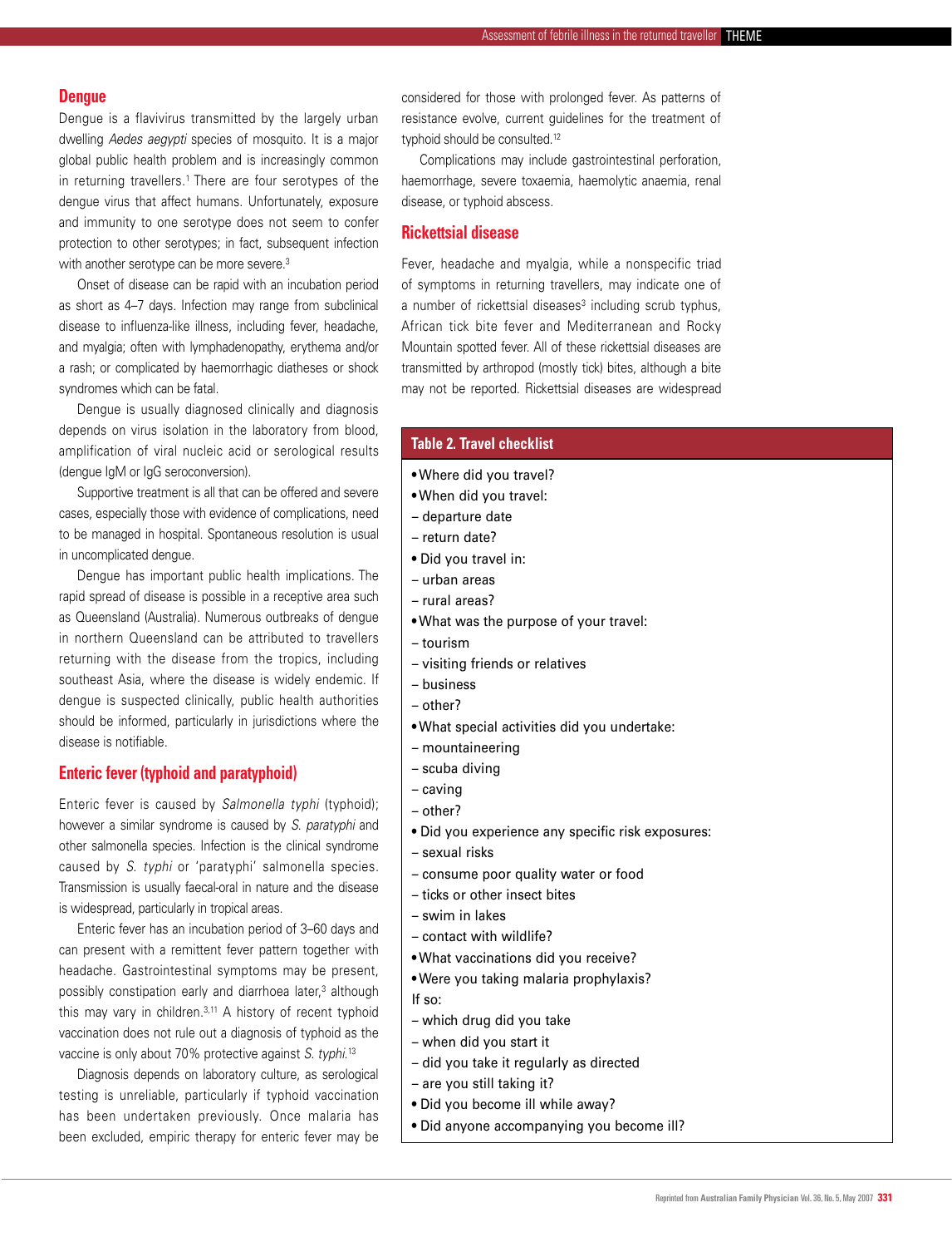## Dengue

Dengue is a flavivirus transmitted by the largely urban dwelling *Aedes aegypti* species of mosquito. It is a major global public health problem and is increasingly common in returning travellers.[1] There are four serotypes of the dengue virus that affect humans. Unfortunately, exposure and immunity to one serotype does not seem to confer protection to other serotypes; in fact, subsequent infection with another serotype can be more severe.[3]

Onset of disease can be rapid with an incubation period as short as 4–7 days. Infection may range from subclinical disease to influenza-like illness, including fever, headache, and myalgia; often with lymphadenopathy, erythema and/or a rash; or complicated by haemorrhagic diatheses or shock syndromes which can be fatal.

Dengue is usually diagnosed clinically and diagnosis depends on virus isolation in the laboratory from blood, amplification of viral nucleic acid or serological results (dengue IgM or IgG seroconversion).

Supportive treatment is all that can be offered and severe cases, especially those with evidence of complications, need to be managed in hospital. Spontaneous resolution is usual in uncomplicated dengue.

Dengue has important public health implications. The rapid spread of disease is possible in a receptive area such as Queensland (Australia). Numerous outbreaks of dengue in northern Queensland can be attributed to travellers returning with the disease from the tropics, including southeast Asia, where the disease is widely endemic. If dengue is suspected clinically, public health authorities should be informed, particularly in jurisdictions where the disease is notifiable.

## Enteric fever (typhoid and paratyphoid)

Enteric fever is caused by *Salmonella typhi* (typhoid); however a similar syndrome is caused by *S. paratyphi* and other salmonella species. Infection is the clinical syndrome caused by *S. typhi* or 'paratyphi' salmonella species. Transmission is usually faecal-oral in nature and the disease is widespread, particularly in tropical areas.

Enteric fever has an incubation period of 3–60 days and can present with a remittent fever pattern together with headache. Gastrointestinal symptoms may be present, possibly constipation early and diarrhoea later,[3] although this may vary in children.[3,11] A history of recent typhoid vaccination does not rule out a diagnosis of typhoid as the vaccine is only about 70% protective against *S. typhi*.[13]

Diagnosis depends on laboratory culture, as serological testing is unreliable, particularly if typhoid vaccination has been undertaken previously. Once malaria has been excluded, empiric therapy for enteric fever may be considered for those with prolonged fever. As patterns of resistance evolve, current guidelines for the treatment of typhoid should be consulted.[12]

Complications may include gastrointestinal perforation, haemorrhage, severe toxaemia, haemolytic anaemia, renal disease, or typhoid abscess.

## Rickettsial disease

Fever, headache and myalgia, while a nonspecific triad of symptoms in returning travellers, may indicate one of a number of rickettsial diseases[3] including scrub typhus, African tick bite fever and Mediterranean and Rocky Mountain spotted fever. All of these rickettsial diseases are transmitted by arthropod (mostly tick) bites, although a bite may not be reported. Rickettsial diseases are widespread

**Table 2. Travel checklist**

- Where did you travel?
- When did you travel:
  - departure date
  - return date?
- Did you travel in:
  - urban areas
  - rural areas?
- What was the purpose of your travel:
  - tourism
  - visiting friends or relatives
  - business
  - other?
- What special activities did you undertake:
  - mountaineering
  - scuba diving
  - caving
  - other?
- Did you experience any specific risk exposures:
  - sexual risks
  - consume poor quality water or food
  - ticks or other insect bites
  - swim in lakes
  - contact with wildlife?
- What vaccinations did you receive?
- Were you taking malaria prophylaxis?

  If so:
  - which drug did you take
  - when did you start it
  - did you take it regularly as directed
  - are you still taking it?
- Did you become ill while away?
- Did anyone accompanying you become ill?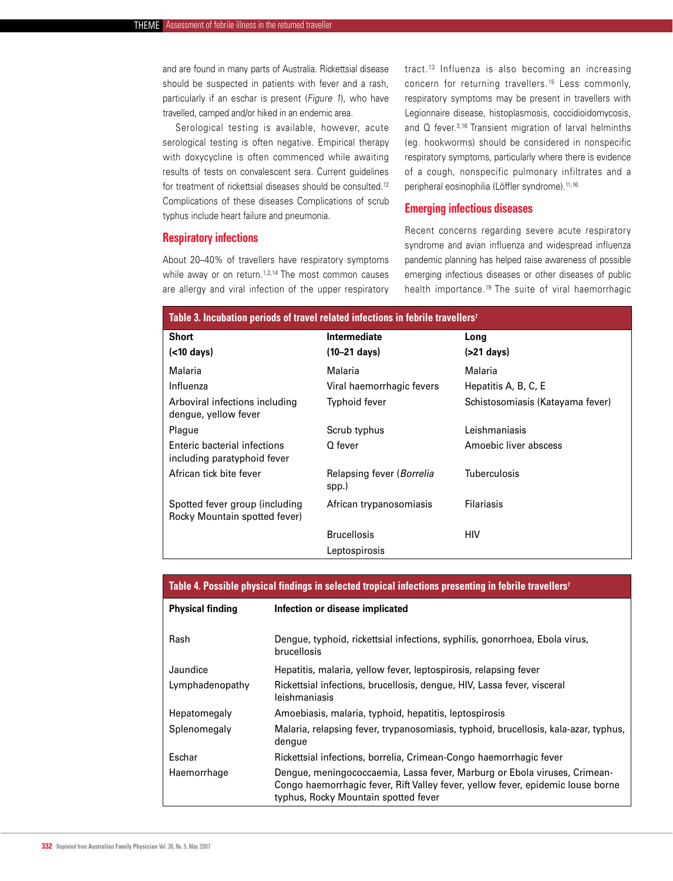and are found in many parts of Australia. Rickettsial disease should be suspected in patients with fever and a rash, particularly if an eschar is present (*Figure 1*), who have travelled, camped and/or hiked in an endemic area.

Serological testing is available, however, acute serological testing is often negative. Empirical therapy with doxycycline is often commenced while awaiting results of tests on convalescent sera. Current guidelines for treatment of rickettsial diseases should be consulted.[12] Complications of these diseases Complications of scrub typhus include heart failure and pneumonia.

## Respiratory infections

About 20–40% of travellers have respiratory symptoms while away or on return.[1,2,14] The most common causes are allergy and viral infection of the upper respiratory tract.[13] Influenza is also becoming an increasing concern for returning travellers.[15] Less commonly, respiratory symptoms may be present in travellers with Legionnaire disease, histoplasmosis, coccidioidomycosis, and Q fever.[3,16] Transient migration of larval helminths (eg. hookworms) should be considered in nonspecific respiratory symptoms, particularly where there is evidence of a cough, nonspecific pulmonary infiltrates and a peripheral eosinophilia (Löffler syndrome).[11,16]

## Emerging infectious diseases

Recent concerns regarding severe acute respiratory syndrome and avian influenza and widespread influenza pandemic planning has helped raise awareness of possible emerging infectious diseases or other diseases of public health importance.[19] The suite of viral haemorrhagic

**Table 3. Incubation periods of travel related infections in febrile travellers[7]**

| Short (<10 days) | Intermediate (10–21 days) | Long (>21 days) |
|---|---|---|
| Malaria | Malaria | Malaria |
| Influenza | Viral haemorrhagic fevers | Hepatitis A, B, C, E |
| Arboviral infections including dengue, yellow fever | Typhoid fever | Schistosomiasis (Katayama fever) |
| Plague | Scrub typhus | Leishmaniasis |
| Enteric bacterial infections including paratyphoid fever | Q fever | Amoebic liver abscess |
| African tick bite fever | Relapsing fever (*Borrelia* spp.) | Tuberculosis |
| Spotted fever group (including Rocky Mountain spotted fever) | African trypanosomiasis | Filariasis |
| | Brucellosis | HIV |
| | Leptospirosis | |

**Table 4. Possible physical findings in selected tropical infections presenting in febrile travellers[7]**

| Physical finding | Infection or disease implicated |
|---|---|
| Rash | Dengue, typhoid, rickettsial infections, syphilis, gonorrhoea, Ebola virus, brucellosis |
| Jaundice | Hepatitis, malaria, yellow fever, leptospirosis, relapsing fever |
| Lymphadenopathy | Rickettsial infections, brucellosis, dengue, HIV, Lassa fever, visceral leishmaniasis |
| Hepatomegaly | Amoebiasis, malaria, typhoid, hepatitis, leptospirosis |
| Splenomegaly | Malaria, relapsing fever, trypanosomiasis, typhoid, brucellosis, kala-azar, typhus, dengue |
| Eschar | Rickettsial infections, borrelia, Crimean-Congo haemorrhagic fever |
| Haemorrhage | Dengue, meningococcaemia, Lassa fever, Marburg or Ebola viruses, Crimean-Congo haemorrhagic fever, Rift Valley fever, yellow fever, epidemic louse borne typhus, Rocky Mountain spotted fever |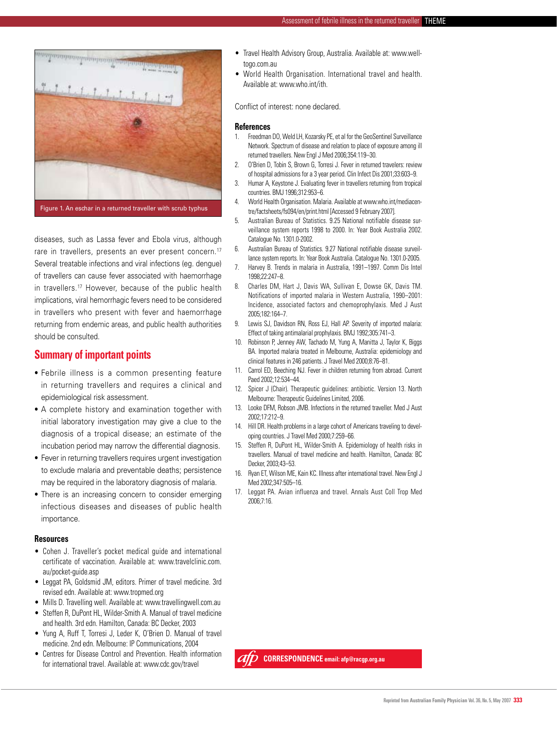Figure 1. An eschar in a returned traveller with scrub typhus

diseases, such as Lassa fever and Ebola virus, although rare in travellers, presents an ever present concern.[17] Several treatable infections and viral infections (eg. dengue) of travellers can cause fever associated with haemorrhage in travellers.[17] However, because of the public health implications, viral hemorrhagic fevers need to be considered in travellers who present with fever and haemorrhage returning from endemic areas, and public health authorities should be consulted.

## Summary of important points

- Febrile illness is a common presenting feature in returning travellers and requires a clinical and epidemiological risk assessment.
- A complete history and examination together with initial laboratory investigation may give a clue to the diagnosis of a tropical disease; an estimate of the incubation period may narrow the differential diagnosis.
- Fever in returning travellers requires urgent investigation to exclude malaria and preventable deaths; persistence may be required in the laboratory diagnosis of malaria.
- There is an increasing concern to consider emerging infectious diseases and diseases of public health importance.

### Resources

- Cohen J. Traveller's pocket medical guide and international certificate of vaccination. Available at: www.travelclinic.com.au/pocket-guide.asp
- Leggat PA, Goldsmid JM, editors. Primer of travel medicine. 3rd revised edn. Available at: www.tropmed.org
- Mills D. Travelling well. Available at: www.travellingwell.com.au
- Steffen R, DuPont HL, Wilder-Smith A. Manual of travel medicine and health. 3rd edn. Hamilton, Canada: BC Decker, 2003
- Yung A, Ruff T, Torresi J, Leder K, O'Brien D. Manual of travel medicine. 2nd edn. Melbourne: IP Communications, 2004
- Centres for Disease Control and Prevention. Health information for international travel. Available at: www.cdc.gov/travel
- Travel Health Advisory Group, Australia. Available at: www.welltogo.com.au
- World Health Organisation. International travel and health. Available at: www.who.int/ith.

Conflict of interest: none declared.

### References

1. Freedman DO, Weld LH, Kozarsky PE, et al for the GeoSentinel Surveillance Network. Spectrum of disease and relation to place of exposure among ill returned travellers. New Engl J Med 2006;354:119–30.
2. O'Brien D, Tobin S, Brown G, Torresi J. Fever in returned travelers: review of hospital admissions for a 3 year period. Clin Infect Dis 2001;33:603–9.
3. Humar A, Keystone J. Evaluating fever in travellers returning from tropical countries. BMJ 1996;312:953–6.
4. World Health Organisation. Malaria. Available at www.who.int/mediacentre/factsheets/fs094/en/print.html [Accessed 9 February 2007].
5. Australian Bureau of Statistics. 9.25 National notifiable disease surveillance system reports 1998 to 2000. In: Year Book Australia 2002. Catalogue No. 1301.0-2002.
6. Australian Bureau of Statistics. 9.27 National notifiable disease surveillance system reports. In: Year Book Australia. Catalogue No. 1301.0-2005.
7. Harvey B. Trends in malaria in Australia, 1991–1997. Comm Dis Intel 1998;22:247–8.
8. Charles DM, Hart J, Davis WA, Sullivan E, Dowse GK, Davis TM. Notifications of imported malaria in Western Australia, 1990–2001: Incidence, associated factors and chemoprophylaxis. Med J Aust 2005;182:164–7.
9. Lewis SJ, Davidson RN, Ross EJ, Hall AP. Severity of imported malaria: Effect of taking antimalarial prophylaxis. BMJ 1992;305:741–3.
10. Robinson P, Jenney AW, Tachado M, Yung A, Manitta J, Taylor K, Biggs BA. Imported malaria treated in Melbourne, Australia: epidemiology and clinical features in 246 patients. J Travel Med 2000;8:76–81.
11. Carrol ED, Beeching NJ. Fever in children returning from abroad. Current Paed 2002;12:534–44.
12. Spicer J (Chair). Therapeutic guidelines: antibiotic. Version 13. North Melbourne: Therapeutic Guidelines Limited, 2006.
13. Looke DFM, Robson JMB. Infections in the returned traveller. Med J Aust 2002;17:212–9.
14. Hill DR. Health problems in a large cohort of Americans traveling to developing countries. J Travel Med 2000;7:259–66.
15. Steffen R, DuPont HL, Wilder-Smith A. Epidemiology of health risks in travellers. Manual of travel medicine and health. Hamilton, Canada: BC Decker, 2003;43–53.
16. Ryan ET, Wilson ME, Kain KC. Illness after international travel. New Engl J Med 2002;347:505–16.
17. Leggat PA. Avian influenza and travel. Annals Aust Coll Trop Med 2006;7:16.

**CORRESPONDENCE** email: afp@racgp.org.au